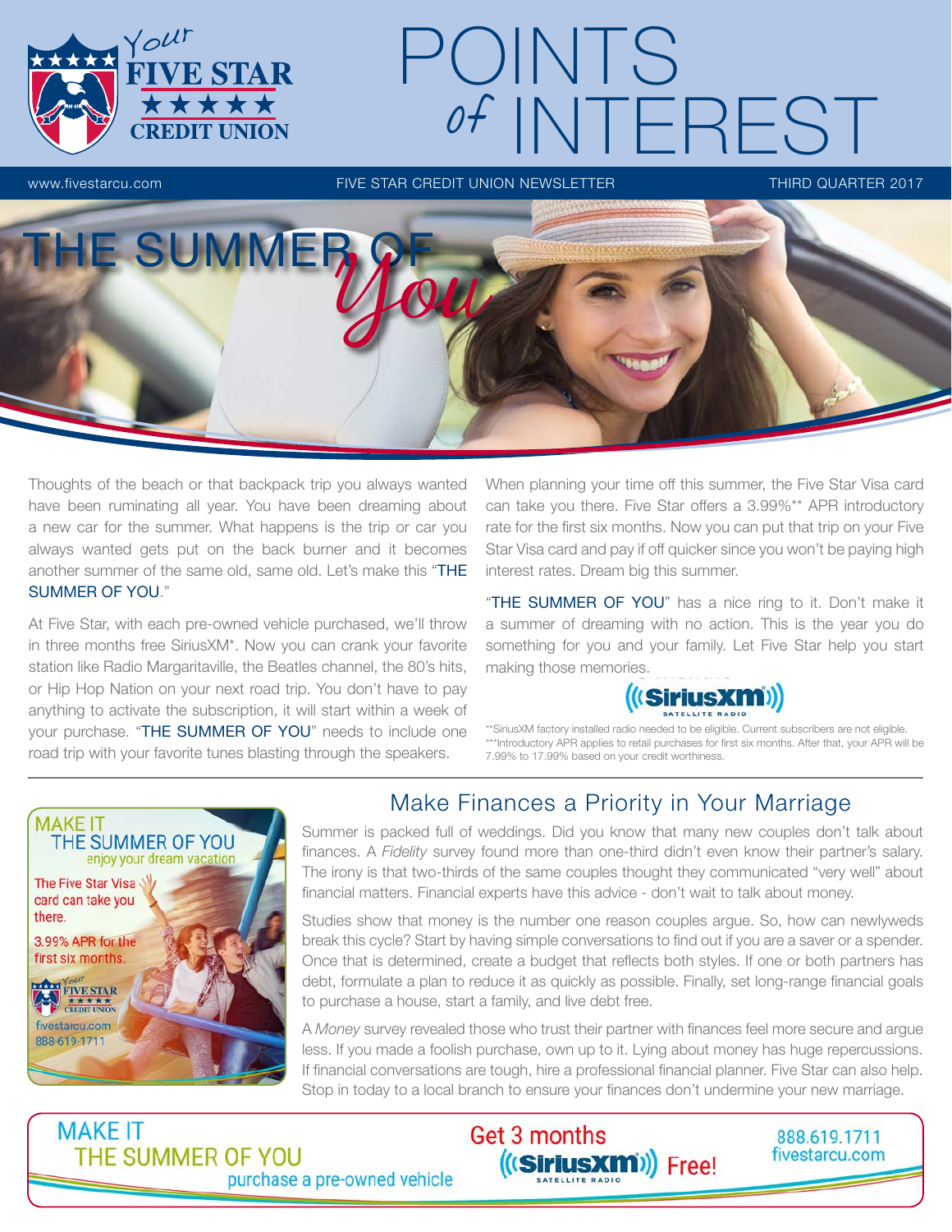# POINTS of INTEREST

www.fivestarcu.com FIVE STAR CREDIT UNION NEWSLETTER THIRD QUARTER 2017

## THE SUMMER OF You

Thoughts of the beach or that backpack trip you always wanted have been ruminating all year. You have been dreaming about a new car for the summer. What happens is the trip or car you always wanted gets put on the back burner and it becomes another summer of the same old, same old. Let's make this "THE SUMMER OF YOU."

At Five Star, with each pre-owned vehicle purchased, we'll throw in three months free SiriusXM*. Now you can crank your favorite station like Radio Margaritaville, the Beatles channel, the 80's hits, or Hip Hop Nation on your next road trip. You don't have to pay anything to activate the subscription, it will start within a week of your purchase. "THE SUMMER OF YOU" needs to include one road trip with your favorite tunes blasting through the speakers.

When planning your time off this summer, the Five Star Visa card can take you there. Five Star offers a 3.99%** APR introductory rate for the first six months. Now you can put that trip on your Five Star Visa card and pay if off quicker since you won't be paying high interest rates. Dream big this summer.

"THE SUMMER OF YOU" has a nice ring to it. Don't make it a summer of dreaming with no action. This is the year you do something for you and your family. Let Five Star help you start making those memories.

SiriusXM SATELLITE RADIO

**SiriusXM factory installed radio needed to be eligible. Current subscribers are not eligible.
***Introductory APR applies to retail purchases for first six months. After that, your APR will be 7.99% to 17.99% based on your credit worthiness.

MAKE IT THE SUMMER OF YOU
enjoy your dream vacation

The Five Star Visa card can take you there.

3.99% APR for the first six months.

Your FIVE STAR CREDIT UNION
fivestarcu.com
888-619-1711

## Make Finances a Priority in Your Marriage

Summer is packed full of weddings. Did you know that many new couples don't talk about finances. A *Fidelity* survey found more than one-third didn't even know their partner's salary. The irony is that two-thirds of the same couples thought they communicated "very well" about financial matters. Financial experts have this advice - don't wait to talk about money.

Studies show that money is the number one reason couples argue. So, how can newlyweds break this cycle? Start by having simple conversations to find out if you are a saver or a spender. Once that is determined, create a budget that reflects both styles. If one or both partners has debt, formulate a plan to reduce it as quickly as possible. Finally, set long-range financial goals to purchase a house, start a family, and live debt free.

A *Money* survey revealed those who trust their partner with finances feel more secure and argue less. If you made a foolish purchase, own up to it. Lying about money has huge repercussions. If financial conversations are tough, hire a professional financial planner. Five Star can also help. Stop in today to a local branch to ensure your finances don't undermine your new marriage.

MAKE IT THE SUMMER OF YOU
purchase a pre-owned vehicle

Get 3 months SiriusXM SATELLITE RADIO Free!

888.619.1711
fivestarcu.com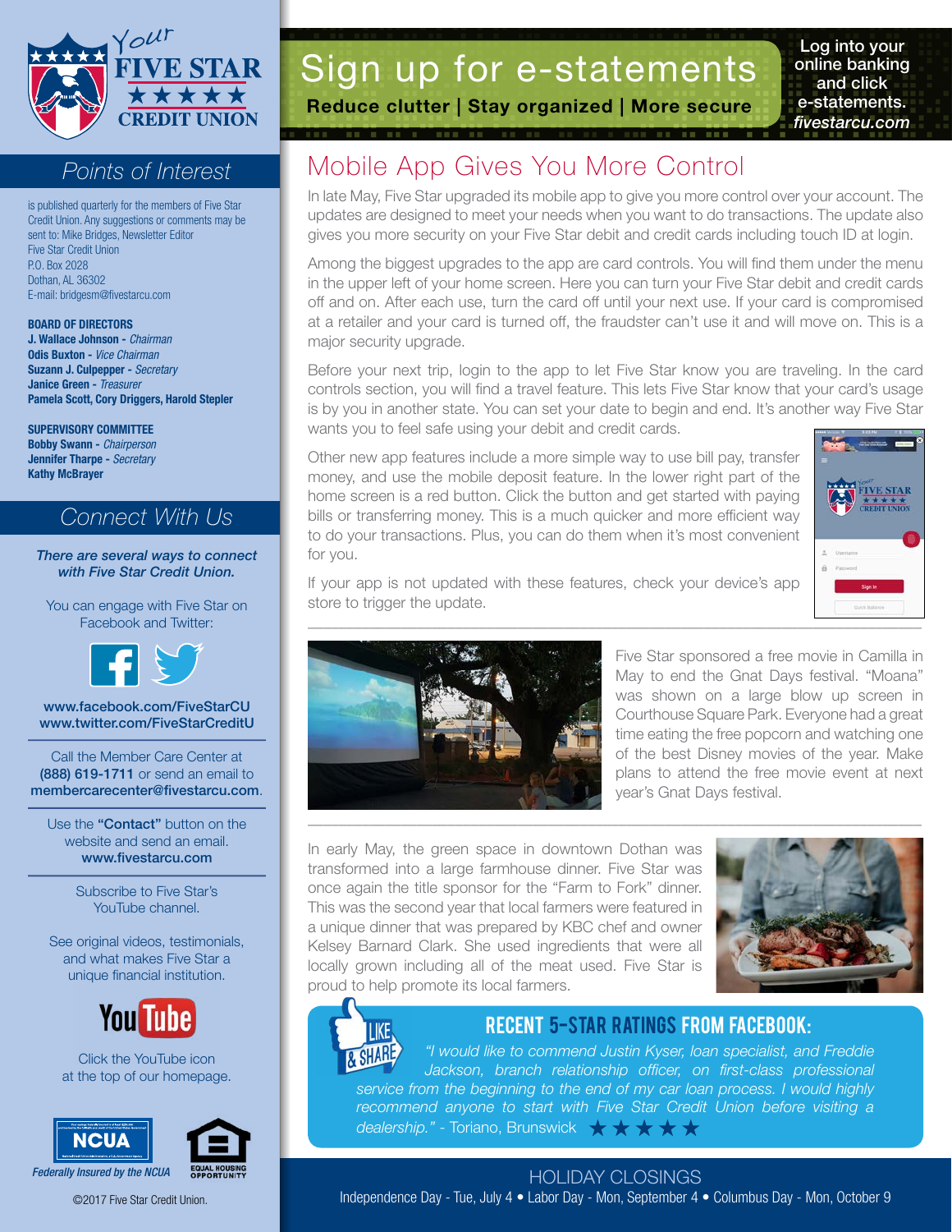Your FIVE STAR CREDIT UNION

## Points of Interest

is published quarterly for the members of Five Star Credit Union. Any suggestions or comments may be sent to: Mike Bridges, Newsletter Editor
Five Star Credit Union
P.O. Box 2028
Dothan, AL 36302
E-mail: bridgesm@fivestarcu.com

**BOARD OF DIRECTORS**
**J. Wallace Johnson** - *Chairman*
**Odis Buxton** - *Vice Chairman*
**Suzann J. Culpepper** - *Secretary*
**Janice Green** - *Treasurer*
**Pamela Scott, Cory Driggers, Harold Stepler**

**SUPERVISORY COMMITTEE**
**Bobby Swann** - *Chairperson*
**Jennifer Tharpe** - *Secretary*
**Kathy McBrayer**

## Connect With Us

***There are several ways to connect with Five Star Credit Union.***

You can engage with Five Star on Facebook and Twitter:

**www.facebook.com/FiveStarCU**
**www.twitter.com/FiveStarCreditU**

Call the Member Care Center at **(888) 619-1711** or send an email to **membercarecenter@fivestarcu.com**.

Use the **"Contact"** button on the website and send an email.
**www.fivestarcu.com**

Subscribe to Five Star's YouTube channel.

See original videos, testimonials, and what makes Five Star a unique financial institution.

Click the YouTube icon at the top of our homepage.

Federally Insured by the NCUA

©2017 Five Star Credit Union.

# Sign up for e-statements

**Reduce clutter | Stay organized | More secure**

Log into your online banking and click e-statements. *fivestarcu.com*

## Mobile App Gives You More Control

In late May, Five Star upgraded its mobile app to give you more control over your account. The updates are designed to meet your needs when you want to do transactions. The update also gives you more security on your Five Star debit and credit cards including touch ID at login.

Among the biggest upgrades to the app are card controls. You will find them under the menu in the upper left of your home screen. Here you can turn your Five Star debit and credit cards off and on. After each use, turn the card off until your next use. If your card is compromised at a retailer and your card is turned off, the fraudster can't use it and will move on. This is a major security upgrade.

Before your next trip, login to the app to let Five Star know you are traveling. In the card controls section, you will find a travel feature. This lets Five Star know that your card's usage is by you in another state. You can set your date to begin and end. It's another way Five Star wants you to feel safe using your debit and credit cards.

Other new app features include a more simple way to use bill pay, transfer money, and use the mobile deposit feature. In the lower right part of the home screen is a red button. Click the button and get started with paying bills or transferring money. This is a much quicker and more efficient way to do your transactions. Plus, you can do them when it's most convenient for you.

If your app is not updated with these features, check your device's app store to trigger the update.

---

Five Star sponsored a free movie in Camilla in May to end the Gnat Days festival. "Moana" was shown on a large blow up screen in Courthouse Square Park. Everyone had a great time eating the free popcorn and watching one of the best Disney movies of the year. Make plans to attend the free movie event at next year's Gnat Days festival.

---

In early May, the green space in downtown Dothan was transformed into a large farmhouse dinner. Five Star was once again the title sponsor for the "Farm to Fork" dinner. This was the second year that local farmers were featured in a unique dinner that was prepared by KBC chef and owner Kelsey Barnard Clark. She used ingredients that were all locally grown including all of the meat used. Five Star is proud to help promote its local farmers.

## RECENT 5-STAR RATINGS FROM FACEBOOK:

*"I would like to commend Justin Kyser, loan specialist, and Freddie Jackson, branch relationship officer, on first-class professional service from the beginning to the end of my car loan process. I would highly recommend anyone to start with Five Star Credit Union before visiting a dealership."* - Toriano, Brunswick ★★★★★

## HOLIDAY CLOSINGS

Independence Day - Tue, July 4 • Labor Day - Mon, September 4 • Columbus Day - Mon, October 9